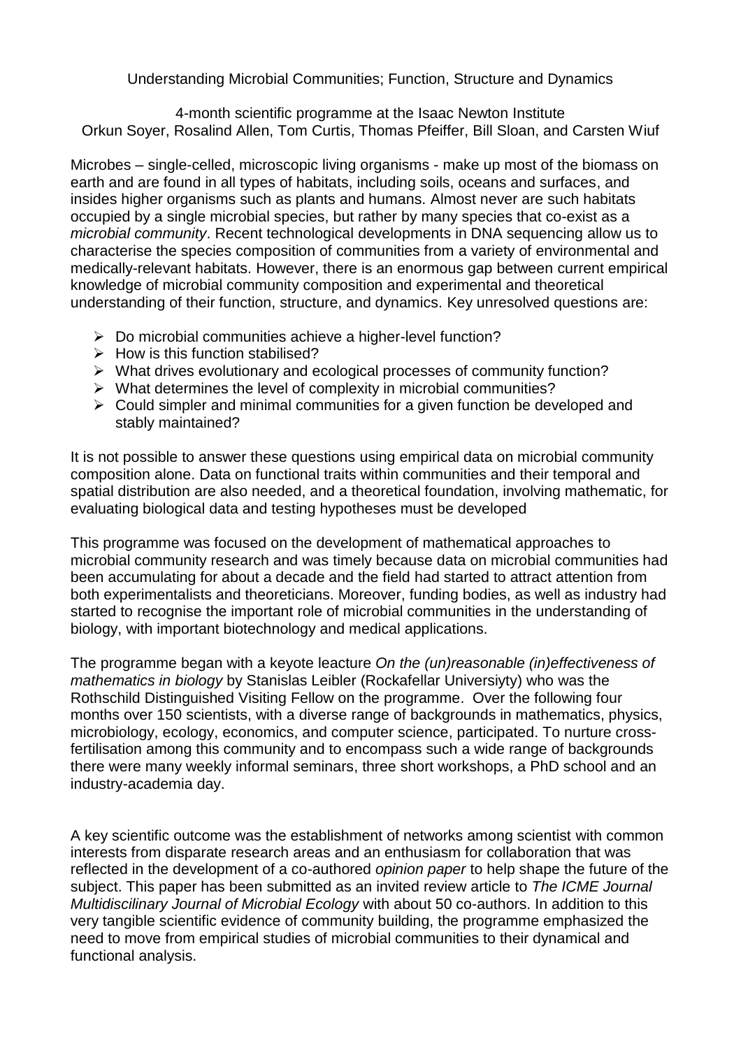Understanding Microbial Communities; Function, Structure and Dynamics

4-month scientific programme at the Isaac Newton Institute
Orkun Soyer, Rosalind Allen, Tom Curtis, Thomas Pfeiffer, Bill Sloan, and Carsten Wiuf

Microbes – single-celled, microscopic living organisms - make up most of the biomass on earth and are found in all types of habitats, including soils, oceans and surfaces, and insides higher organisms such as plants and humans. Almost never are such habitats occupied by a single microbial species, but rather by many species that co-exist as a *microbial community*. Recent technological developments in DNA sequencing allow us to characterise the species composition of communities from a variety of environmental and medically-relevant habitats. However, there is an enormous gap between current empirical knowledge of microbial community composition and experimental and theoretical understanding of their function, structure, and dynamics. Key unresolved questions are:

- Do microbial communities achieve a higher-level function?
- How is this function stabilised?
- What drives evolutionary and ecological processes of community function?
- What determines the level of complexity in microbial communities?
- Could simpler and minimal communities for a given function be developed and stably maintained?

It is not possible to answer these questions using empirical data on microbial community composition alone. Data on functional traits within communities and their temporal and spatial distribution are also needed, and a theoretical foundation, involving mathematic, for evaluating biological data and testing hypotheses must be developed

This programme was focused on the development of mathematical approaches to microbial community research and was timely because data on microbial communities had been accumulating for about a decade and the field had started to attract attention from both experimentalists and theoreticians. Moreover, funding bodies, as well as industry had started to recognise the important role of microbial communities in the understanding of biology, with important biotechnology and medical applications.

The programme began with a keyote leacture *On the (un)reasonable (in)effectiveness of mathematics in biology* by Stanislas Leibler (Rockafellar Universiyty) who was the Rothschild Distinguished Visiting Fellow on the programme. Over the following four months over 150 scientists, with a diverse range of backgrounds in mathematics, physics, microbiology, ecology, economics, and computer science, participated. To nurture cross-fertilisation among this community and to encompass such a wide range of backgrounds there were many weekly informal seminars, three short workshops, a PhD school and an industry-academia day.

A key scientific outcome was the establishment of networks among scientist with common interests from disparate research areas and an enthusiasm for collaboration that was reflected in the development of a co-authored *opinion paper* to help shape the future of the subject. This paper has been submitted as an invited review article to *The ICME Journal Multidiscilinary Journal of Microbial Ecology* with about 50 co-authors. In addition to this very tangible scientific evidence of community building, the programme emphasized the need to move from empirical studies of microbial communities to their dynamical and functional analysis.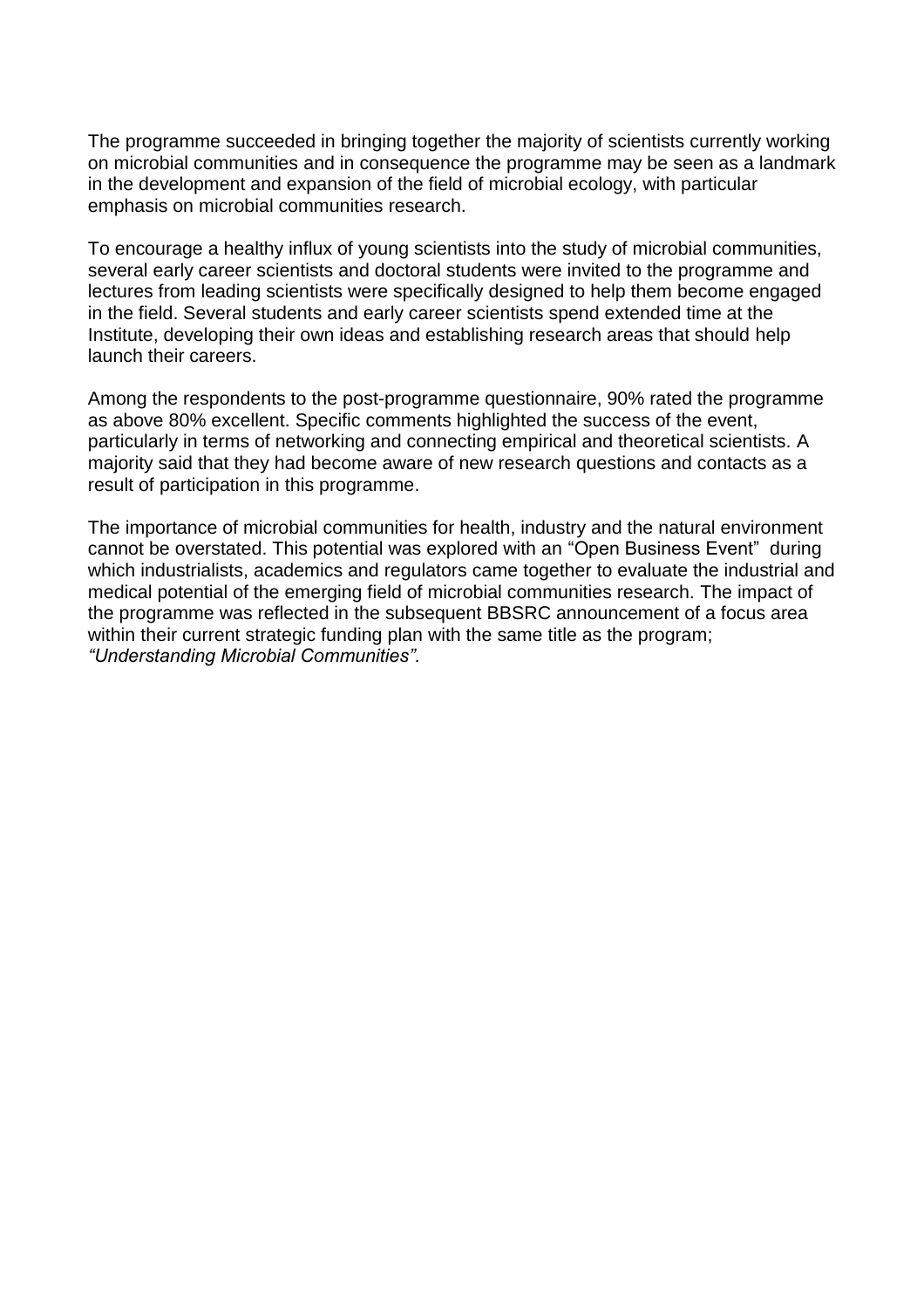The programme succeeded in bringing together the majority of scientists currently working on microbial communities and in consequence the programme may be seen as a landmark in the development and expansion of the field of microbial ecology, with particular emphasis on microbial communities research.

To encourage a healthy influx of young scientists into the study of microbial communities, several early career scientists and doctoral students were invited to the programme and lectures from leading scientists were specifically designed to help them become engaged in the field. Several students and early career scientists spend extended time at the Institute, developing their own ideas and establishing research areas that should help launch their careers.

Among the respondents to the post-programme questionnaire, 90% rated the programme as above 80% excellent. Specific comments highlighted the success of the event, particularly in terms of networking and connecting empirical and theoretical scientists. A majority said that they had become aware of new research questions and contacts as a result of participation in this programme.

The importance of microbial communities for health, industry and the natural environment cannot be overstated. This potential was explored with an "Open Business Event" during which industrialists, academics and regulators came together to evaluate the industrial and medical potential of the emerging field of microbial communities research. The impact of the programme was reflected in the subsequent BBSRC announcement of a focus area within their current strategic funding plan with the same title as the program; *"Understanding Microbial Communities".*